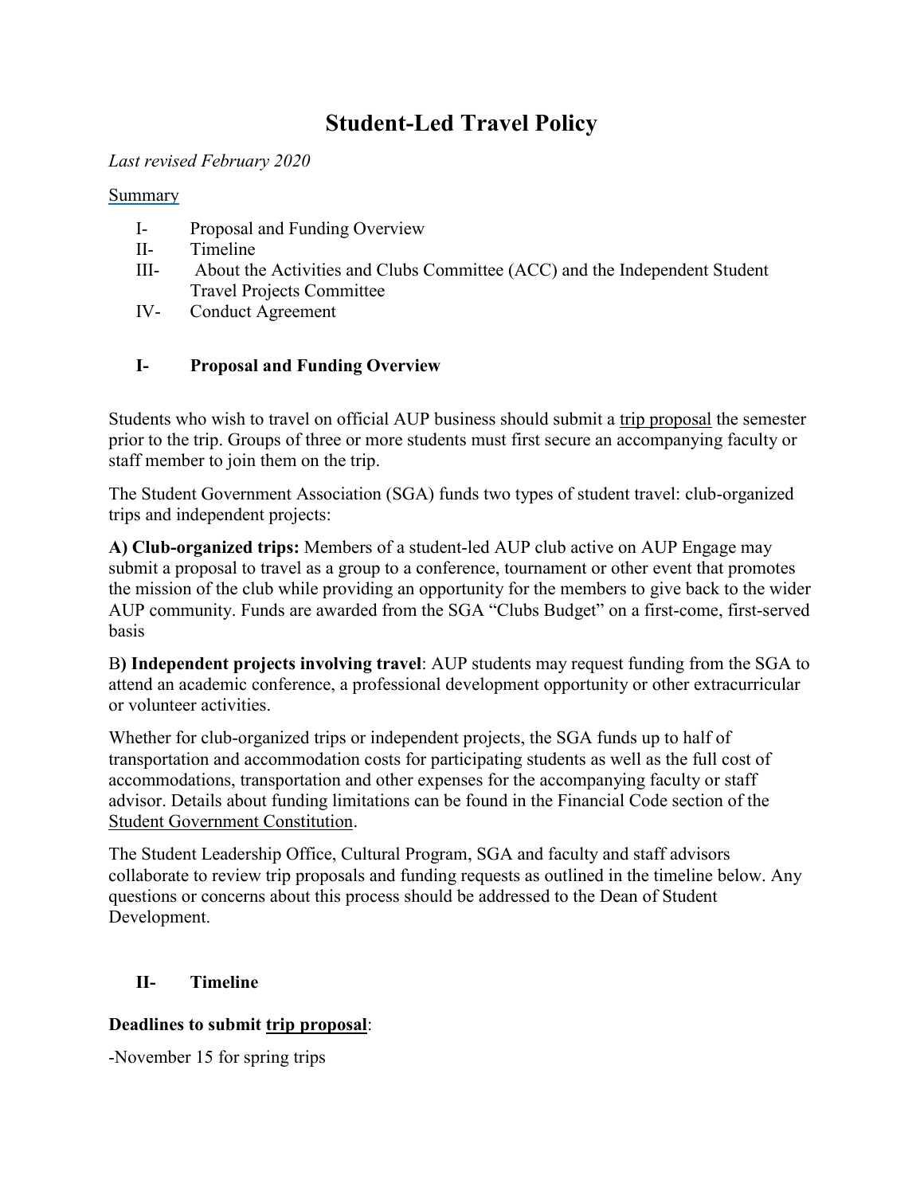# Student-Led Travel Policy

*Last revised February 2020*

Summary

I- Proposal and Funding Overview
II- Timeline
III- About the Activities and Clubs Committee (ACC) and the Independent Student Travel Projects Committee
IV- Conduct Agreement

## I- Proposal and Funding Overview

Students who wish to travel on official AUP business should submit a trip proposal the semester prior to the trip. Groups of three or more students must first secure an accompanying faculty or staff member to join them on the trip.

The Student Government Association (SGA) funds two types of student travel: club-organized trips and independent projects:

**A) Club-organized trips:** Members of a student-led AUP club active on AUP Engage may submit a proposal to travel as a group to a conference, tournament or other event that promotes the mission of the club while providing an opportunity for the members to give back to the wider AUP community. Funds are awarded from the SGA "Clubs Budget" on a first-come, first-served basis

B**) Independent projects involving travel**: AUP students may request funding from the SGA to attend an academic conference, a professional development opportunity or other extracurricular or volunteer activities.

Whether for club-organized trips or independent projects, the SGA funds up to half of transportation and accommodation costs for participating students as well as the full cost of accommodations, transportation and other expenses for the accompanying faculty or staff advisor. Details about funding limitations can be found in the Financial Code section of the Student Government Constitution.

The Student Leadership Office, Cultural Program, SGA and faculty and staff advisors collaborate to review trip proposals and funding requests as outlined in the timeline below. Any questions or concerns about this process should be addressed to the Dean of Student Development.

## II- Timeline

**Deadlines to submit trip proposal**:

-November 15 for spring trips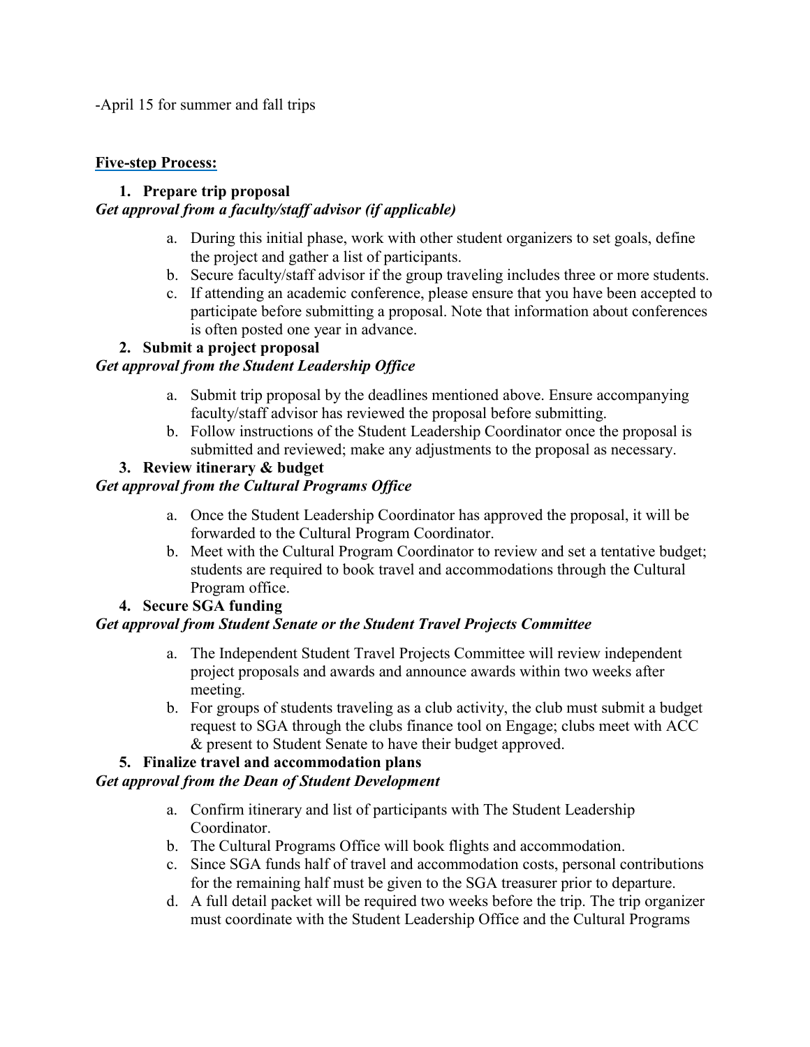-April 15 for summer and fall trips

**Five-step Process:**

1. **Prepare trip proposal**

*Get approval from a faculty/staff advisor (if applicable)*

   a. During this initial phase, work with other student organizers to set goals, define the project and gather a list of participants.
   b. Secure faculty/staff advisor if the group traveling includes three or more students.
   c. If attending an academic conference, please ensure that you have been accepted to participate before submitting a proposal. Note that information about conferences is often posted one year in advance.

2. **Submit a project proposal**

*Get approval from the Student Leadership Office*

   a. Submit trip proposal by the deadlines mentioned above. Ensure accompanying faculty/staff advisor has reviewed the proposal before submitting.
   b. Follow instructions of the Student Leadership Coordinator once the proposal is submitted and reviewed; make any adjustments to the proposal as necessary.

3. **Review itinerary & budget**

*Get approval from the Cultural Programs Office*

   a. Once the Student Leadership Coordinator has approved the proposal, it will be forwarded to the Cultural Program Coordinator.
   b. Meet with the Cultural Program Coordinator to review and set a tentative budget; students are required to book travel and accommodations through the Cultural Program office.

4. **Secure SGA funding**

*Get approval from Student Senate or the Student Travel Projects Committee*

   a. The Independent Student Travel Projects Committee will review independent project proposals and awards and announce awards within two weeks after meeting.
   b. For groups of students traveling as a club activity, the club must submit a budget request to SGA through the clubs finance tool on Engage; clubs meet with ACC & present to Student Senate to have their budget approved.

5. **Finalize travel and accommodation plans**

*Get approval from the Dean of Student Development*

   a. Confirm itinerary and list of participants with The Student Leadership Coordinator.
   b. The Cultural Programs Office will book flights and accommodation.
   c. Since SGA funds half of travel and accommodation costs, personal contributions for the remaining half must be given to the SGA treasurer prior to departure.
   d. A full detail packet will be required two weeks before the trip. The trip organizer must coordinate with the Student Leadership Office and the Cultural Programs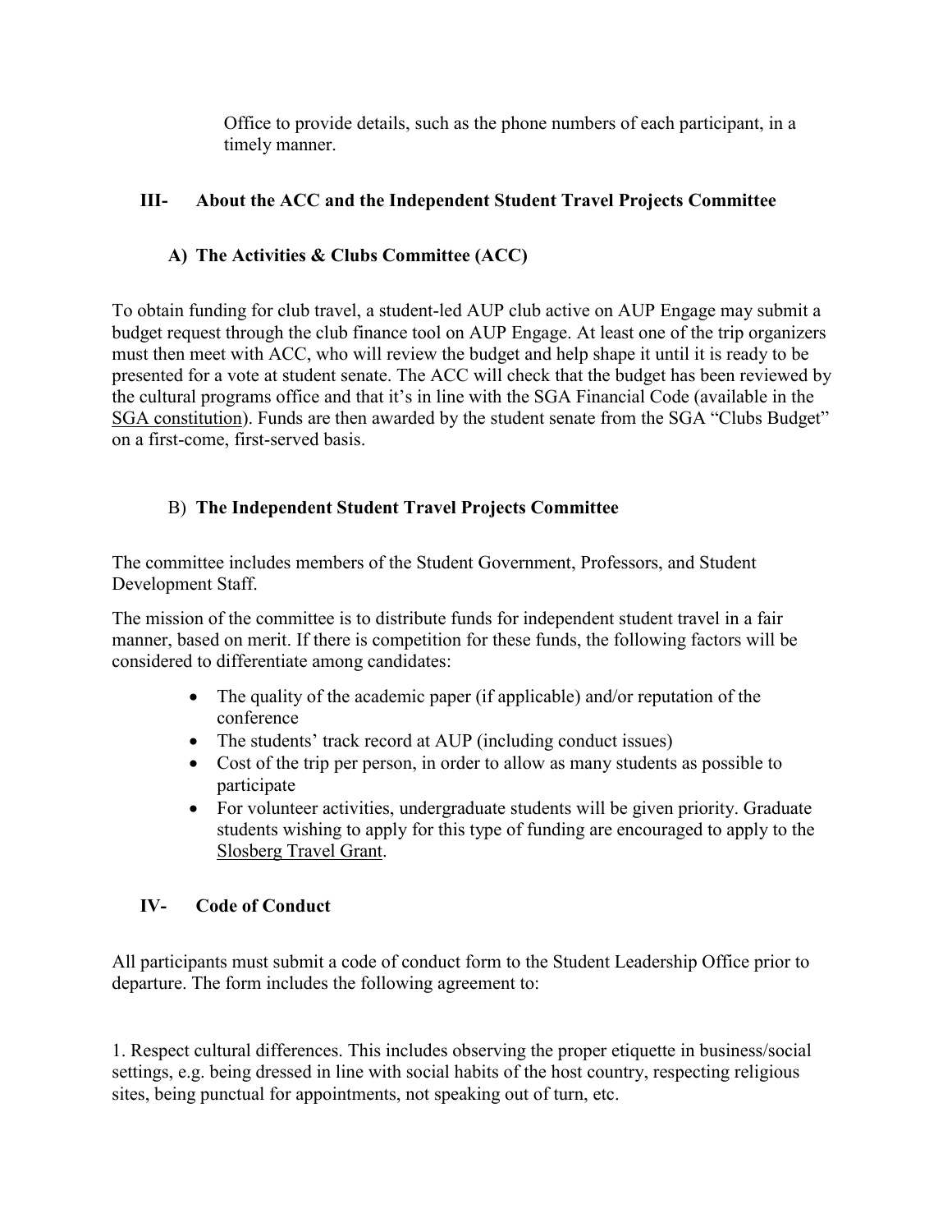Office to provide details, such as the phone numbers of each participant, in a timely manner.

## III- About the ACC and the Independent Student Travel Projects Committee

### A) The Activities & Clubs Committee (ACC)

To obtain funding for club travel, a student-led AUP club active on AUP Engage may submit a budget request through the club finance tool on AUP Engage. At least one of the trip organizers must then meet with ACC, who will review the budget and help shape it until it is ready to be presented for a vote at student senate. The ACC will check that the budget has been reviewed by the cultural programs office and that it's in line with the SGA Financial Code (available in the SGA constitution). Funds are then awarded by the student senate from the SGA "Clubs Budget" on a first-come, first-served basis.

### B) The Independent Student Travel Projects Committee

The committee includes members of the Student Government, Professors, and Student Development Staff.

The mission of the committee is to distribute funds for independent student travel in a fair manner, based on merit. If there is competition for these funds, the following factors will be considered to differentiate among candidates:

- The quality of the academic paper (if applicable) and/or reputation of the conference
- The students' track record at AUP (including conduct issues)
- Cost of the trip per person, in order to allow as many students as possible to participate
- For volunteer activities, undergraduate students will be given priority. Graduate students wishing to apply for this type of funding are encouraged to apply to the Slosberg Travel Grant.

## IV- Code of Conduct

All participants must submit a code of conduct form to the Student Leadership Office prior to departure. The form includes the following agreement to:

1. Respect cultural differences. This includes observing the proper etiquette in business/social settings, e.g. being dressed in line with social habits of the host country, respecting religious sites, being punctual for appointments, not speaking out of turn, etc.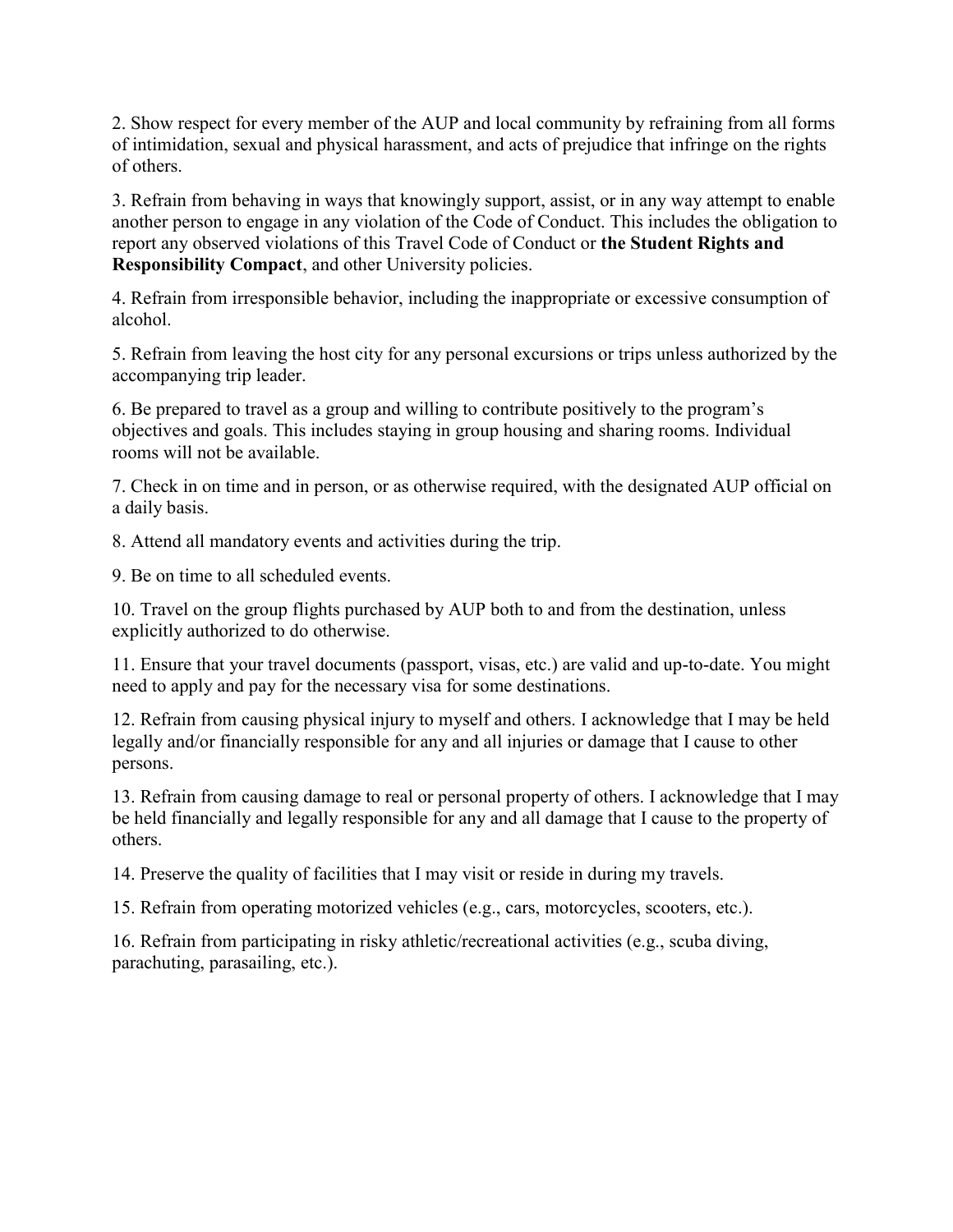2. Show respect for every member of the AUP and local community by refraining from all forms of intimidation, sexual and physical harassment, and acts of prejudice that infringe on the rights of others.

3. Refrain from behaving in ways that knowingly support, assist, or in any way attempt to enable another person to engage in any violation of the Code of Conduct. This includes the obligation to report any observed violations of this Travel Code of Conduct or **the Student Rights and Responsibility Compact**, and other University policies.

4. Refrain from irresponsible behavior, including the inappropriate or excessive consumption of alcohol.

5. Refrain from leaving the host city for any personal excursions or trips unless authorized by the accompanying trip leader.

6. Be prepared to travel as a group and willing to contribute positively to the program's objectives and goals. This includes staying in group housing and sharing rooms. Individual rooms will not be available.

7. Check in on time and in person, or as otherwise required, with the designated AUP official on a daily basis.

8. Attend all mandatory events and activities during the trip.

9. Be on time to all scheduled events.

10. Travel on the group flights purchased by AUP both to and from the destination, unless explicitly authorized to do otherwise.

11. Ensure that your travel documents (passport, visas, etc.) are valid and up-to-date. You might need to apply and pay for the necessary visa for some destinations.

12. Refrain from causing physical injury to myself and others. I acknowledge that I may be held legally and/or financially responsible for any and all injuries or damage that I cause to other persons.

13. Refrain from causing damage to real or personal property of others. I acknowledge that I may be held financially and legally responsible for any and all damage that I cause to the property of others.

14. Preserve the quality of facilities that I may visit or reside in during my travels.

15. Refrain from operating motorized vehicles (e.g., cars, motorcycles, scooters, etc.).

16. Refrain from participating in risky athletic/recreational activities (e.g., scuba diving, parachuting, parasailing, etc.).